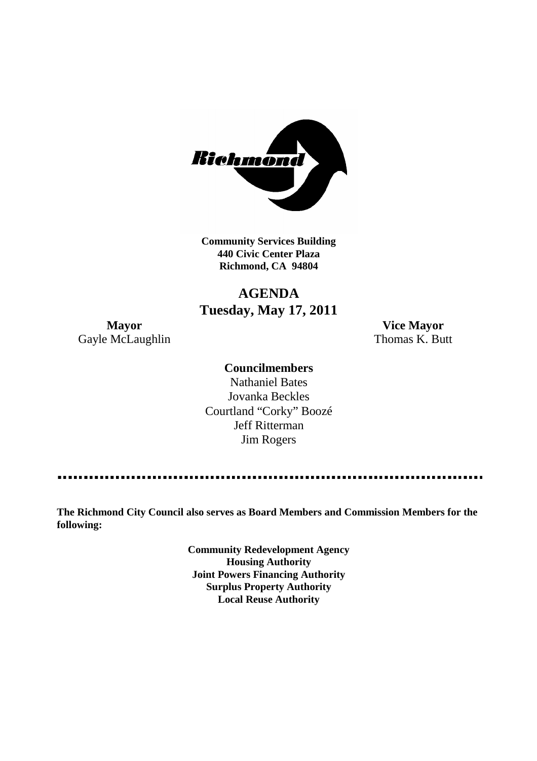**Community Services Building**
**440 Civic Center Plaza**
**Richmond, CA 94804**

# AGENDA
## Tuesday, May 17, 2011

**Mayor**
Gayle McLaughlin

**Vice Mayor**
Thomas K. Butt

**Councilmembers**
Nathaniel Bates
Jovanka Beckles
Courtland "Corky" Boozé
Jeff Ritterman
Jim Rogers

---

**The Richmond City Council also serves as Board Members and Commission Members for the following:**

**Community Redevelopment Agency**
**Housing Authority**
**Joint Powers Financing Authority**
**Surplus Property Authority**
**Local Reuse Authority**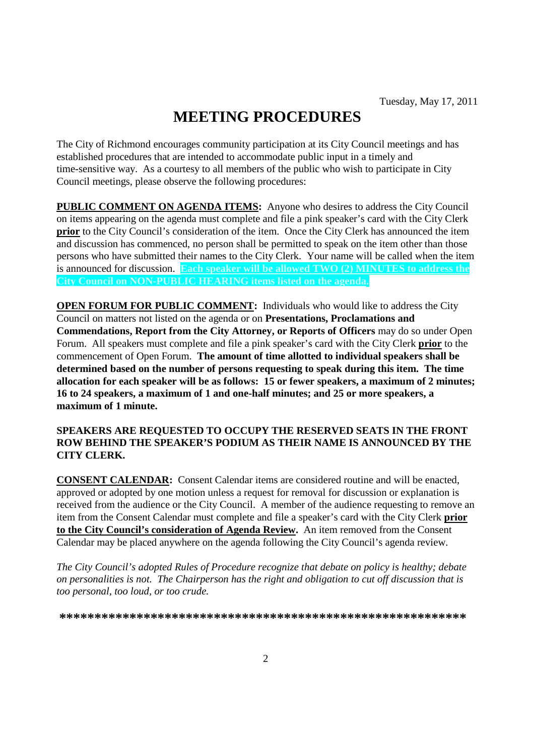Tuesday, May 17, 2011

# MEETING PROCEDURES

The City of Richmond encourages community participation at its City Council meetings and has established procedures that are intended to accommodate public input in a timely and time-sensitive way. As a courtesy to all members of the public who wish to participate in City Council meetings, please observe the following procedures:

**PUBLIC COMMENT ON AGENDA ITEMS:** Anyone who desires to address the City Council on items appearing on the agenda must complete and file a pink speaker's card with the City Clerk **prior** to the City Council's consideration of the item. Once the City Clerk has announced the item and discussion has commenced, no person shall be permitted to speak on the item other than those persons who have submitted their names to the City Clerk. Your name will be called when the item is announced for discussion. **Each speaker will be allowed TWO (2) MINUTES to address the City Council on NON-PUBLIC HEARING items listed on the agenda.**

**OPEN FORUM FOR PUBLIC COMMENT:** Individuals who would like to address the City Council on matters not listed on the agenda or on **Presentations, Proclamations and Commendations, Report from the City Attorney, or Reports of Officers** may do so under Open Forum. All speakers must complete and file a pink speaker's card with the City Clerk **prior** to the commencement of Open Forum. **The amount of time allotted to individual speakers shall be determined based on the number of persons requesting to speak during this item. The time allocation for each speaker will be as follows: 15 or fewer speakers, a maximum of 2 minutes; 16 to 24 speakers, a maximum of 1 and one-half minutes; and 25 or more speakers, a maximum of 1 minute.**

**SPEAKERS ARE REQUESTED TO OCCUPY THE RESERVED SEATS IN THE FRONT ROW BEHIND THE SPEAKER'S PODIUM AS THEIR NAME IS ANNOUNCED BY THE CITY CLERK.**

**CONSENT CALENDAR:** Consent Calendar items are considered routine and will be enacted, approved or adopted by one motion unless a request for removal for discussion or explanation is received from the audience or the City Council. A member of the audience requesting to remove an item from the Consent Calendar must complete and file a speaker's card with the City Clerk **prior to the City Council's consideration of Agenda Review.** An item removed from the Consent Calendar may be placed anywhere on the agenda following the City Council's agenda review.

*The City Council's adopted Rules of Procedure recognize that debate on policy is healthy; debate on personalities is not. The Chairperson has the right and obligation to cut off discussion that is too personal, too loud, or too crude.*

***********************************************************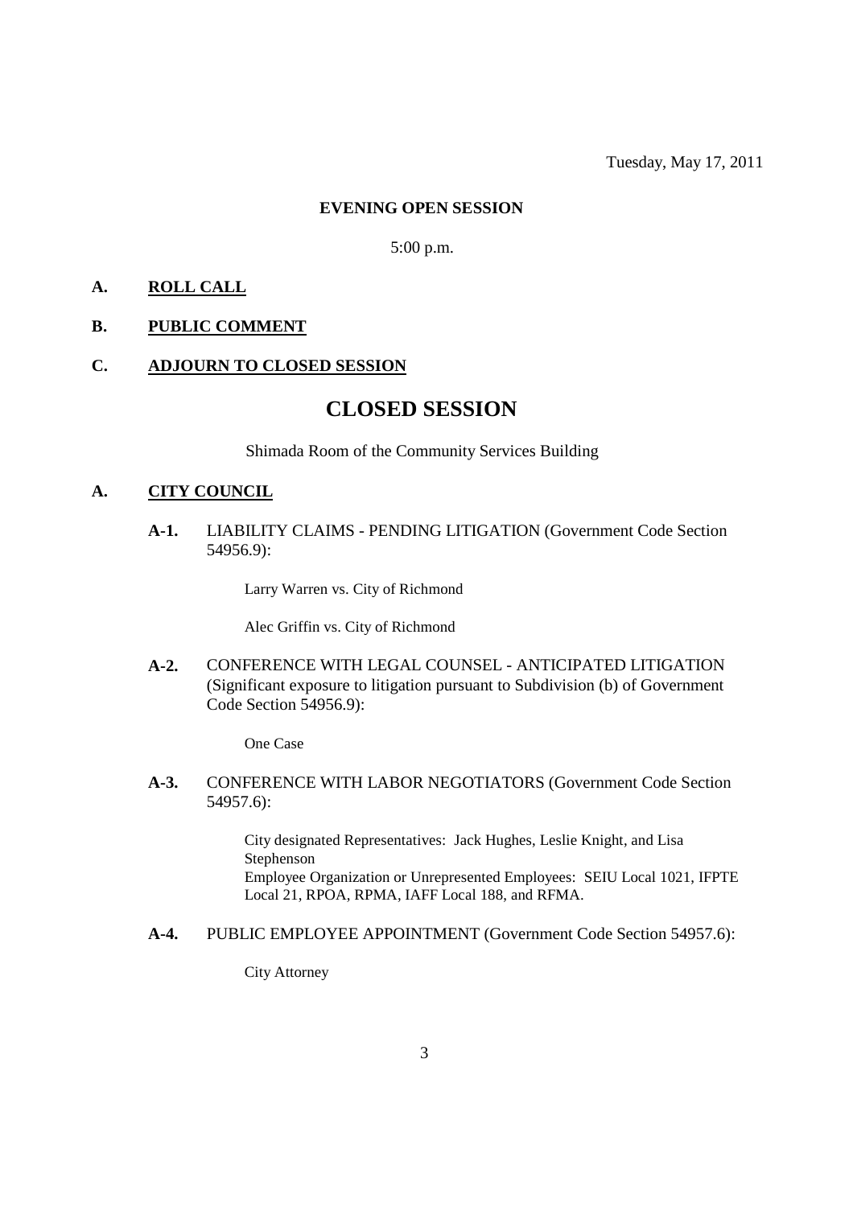Tuesday, May 17, 2011

**EVENING OPEN SESSION**

5:00 p.m.

**A. ROLL CALL**

**B. PUBLIC COMMENT**

**C. ADJOURN TO CLOSED SESSION**

# CLOSED SESSION

Shimada Room of the Community Services Building

**A. CITY COUNCIL**

**A-1.** LIABILITY CLAIMS - PENDING LITIGATION (Government Code Section 54956.9):

Larry Warren vs. City of Richmond

Alec Griffin vs. City of Richmond

**A-2.** CONFERENCE WITH LEGAL COUNSEL - ANTICIPATED LITIGATION (Significant exposure to litigation pursuant to Subdivision (b) of Government Code Section 54956.9):

One Case

**A-3.** CONFERENCE WITH LABOR NEGOTIATORS (Government Code Section 54957.6):

City designated Representatives: Jack Hughes, Leslie Knight, and Lisa Stephenson
Employee Organization or Unrepresented Employees: SEIU Local 1021, IFPTE Local 21, RPOA, RPMA, IAFF Local 188, and RFMA.

**A-4.** PUBLIC EMPLOYEE APPOINTMENT (Government Code Section 54957.6):

City Attorney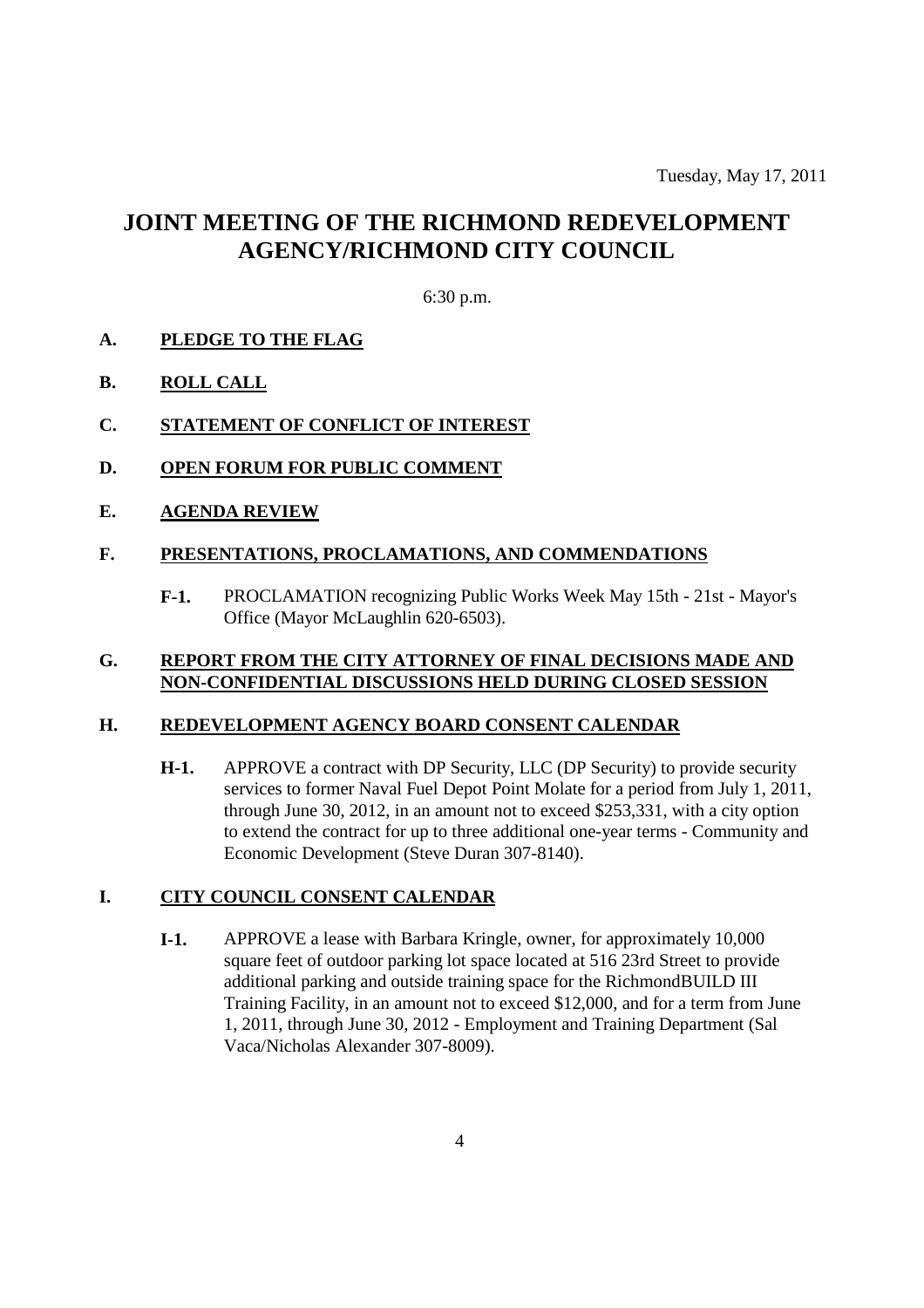Tuesday, May 17, 2011

# JOINT MEETING OF THE RICHMOND REDEVELOPMENT AGENCY/RICHMOND CITY COUNCIL

6:30 p.m.

## A. PLEDGE TO THE FLAG

## B. ROLL CALL

## C. STATEMENT OF CONFLICT OF INTEREST

## D. OPEN FORUM FOR PUBLIC COMMENT

## E. AGENDA REVIEW

## F. PRESENTATIONS, PROCLAMATIONS, AND COMMENDATIONS

**F-1.** PROCLAMATION recognizing Public Works Week May 15th - 21st - Mayor's Office (Mayor McLaughlin 620-6503).

## G. REPORT FROM THE CITY ATTORNEY OF FINAL DECISIONS MADE AND NON-CONFIDENTIAL DISCUSSIONS HELD DURING CLOSED SESSION

## H. REDEVELOPMENT AGENCY BOARD CONSENT CALENDAR

**H-1.** APPROVE a contract with DP Security, LLC (DP Security) to provide security services to former Naval Fuel Depot Point Molate for a period from July 1, 2011, through June 30, 2012, in an amount not to exceed $253,331, with a city option to extend the contract for up to three additional one-year terms - Community and Economic Development (Steve Duran 307-8140).

## I. CITY COUNCIL CONSENT CALENDAR

**I-1.** APPROVE a lease with Barbara Kringle, owner, for approximately 10,000 square feet of outdoor parking lot space located at 516 23rd Street to provide additional parking and outside training space for the RichmondBUILD III Training Facility, in an amount not to exceed $12,000, and for a term from June 1, 2011, through June 30, 2012 - Employment and Training Department (Sal Vaca/Nicholas Alexander 307-8009).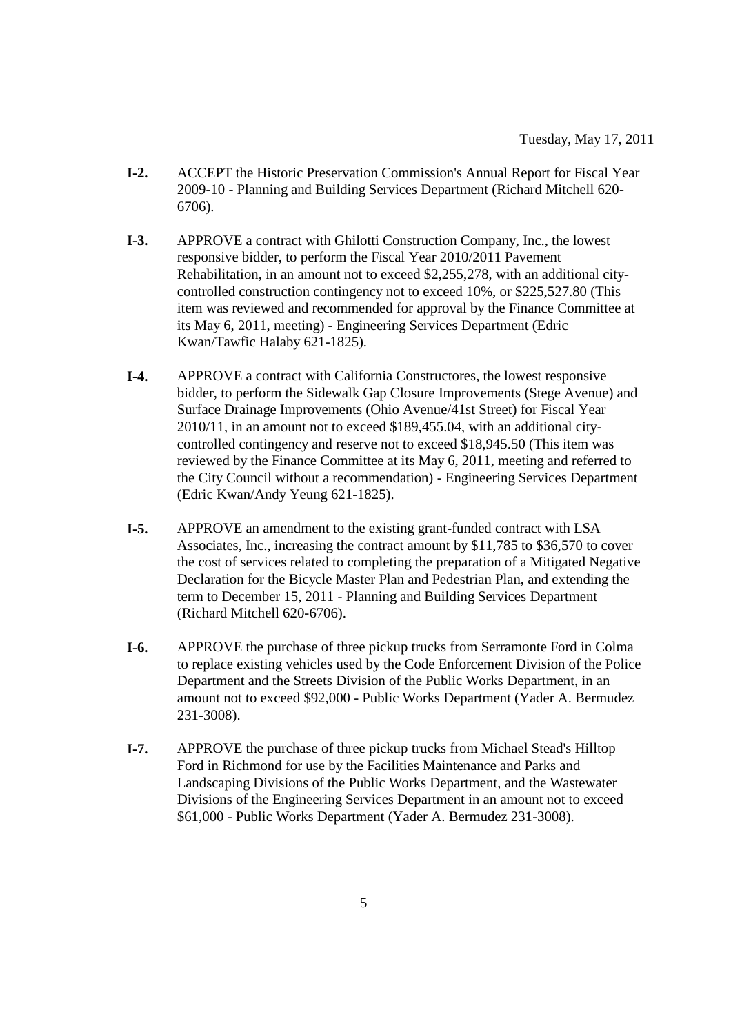Tuesday, May 17, 2011

**I-2.** ACCEPT the Historic Preservation Commission's Annual Report for Fiscal Year 2009-10 - Planning and Building Services Department (Richard Mitchell 620-6706).

**I-3.** APPROVE a contract with Ghilotti Construction Company, Inc., the lowest responsive bidder, to perform the Fiscal Year 2010/2011 Pavement Rehabilitation, in an amount not to exceed $2,255,278, with an additional city-controlled construction contingency not to exceed 10%, or $225,527.80 (This item was reviewed and recommended for approval by the Finance Committee at its May 6, 2011, meeting) - Engineering Services Department (Edric Kwan/Tawfic Halaby 621-1825).

**I-4.** APPROVE a contract with California Constructores, the lowest responsive bidder, to perform the Sidewalk Gap Closure Improvements (Stege Avenue) and Surface Drainage Improvements (Ohio Avenue/41st Street) for Fiscal Year 2010/11, in an amount not to exceed $189,455.04, with an additional city-controlled contingency and reserve not to exceed $18,945.50 (This item was reviewed by the Finance Committee at its May 6, 2011, meeting and referred to the City Council without a recommendation) - Engineering Services Department (Edric Kwan/Andy Yeung 621-1825).

**I-5.** APPROVE an amendment to the existing grant-funded contract with LSA Associates, Inc., increasing the contract amount by $11,785 to $36,570 to cover the cost of services related to completing the preparation of a Mitigated Negative Declaration for the Bicycle Master Plan and Pedestrian Plan, and extending the term to December 15, 2011 - Planning and Building Services Department (Richard Mitchell 620-6706).

**I-6.** APPROVE the purchase of three pickup trucks from Serramonte Ford in Colma to replace existing vehicles used by the Code Enforcement Division of the Police Department and the Streets Division of the Public Works Department, in an amount not to exceed $92,000 - Public Works Department (Yader A. Bermudez 231-3008).

**I-7.** APPROVE the purchase of three pickup trucks from Michael Stead's Hilltop Ford in Richmond for use by the Facilities Maintenance and Parks and Landscaping Divisions of the Public Works Department, and the Wastewater Divisions of the Engineering Services Department in an amount not to exceed $61,000 - Public Works Department (Yader A. Bermudez 231-3008).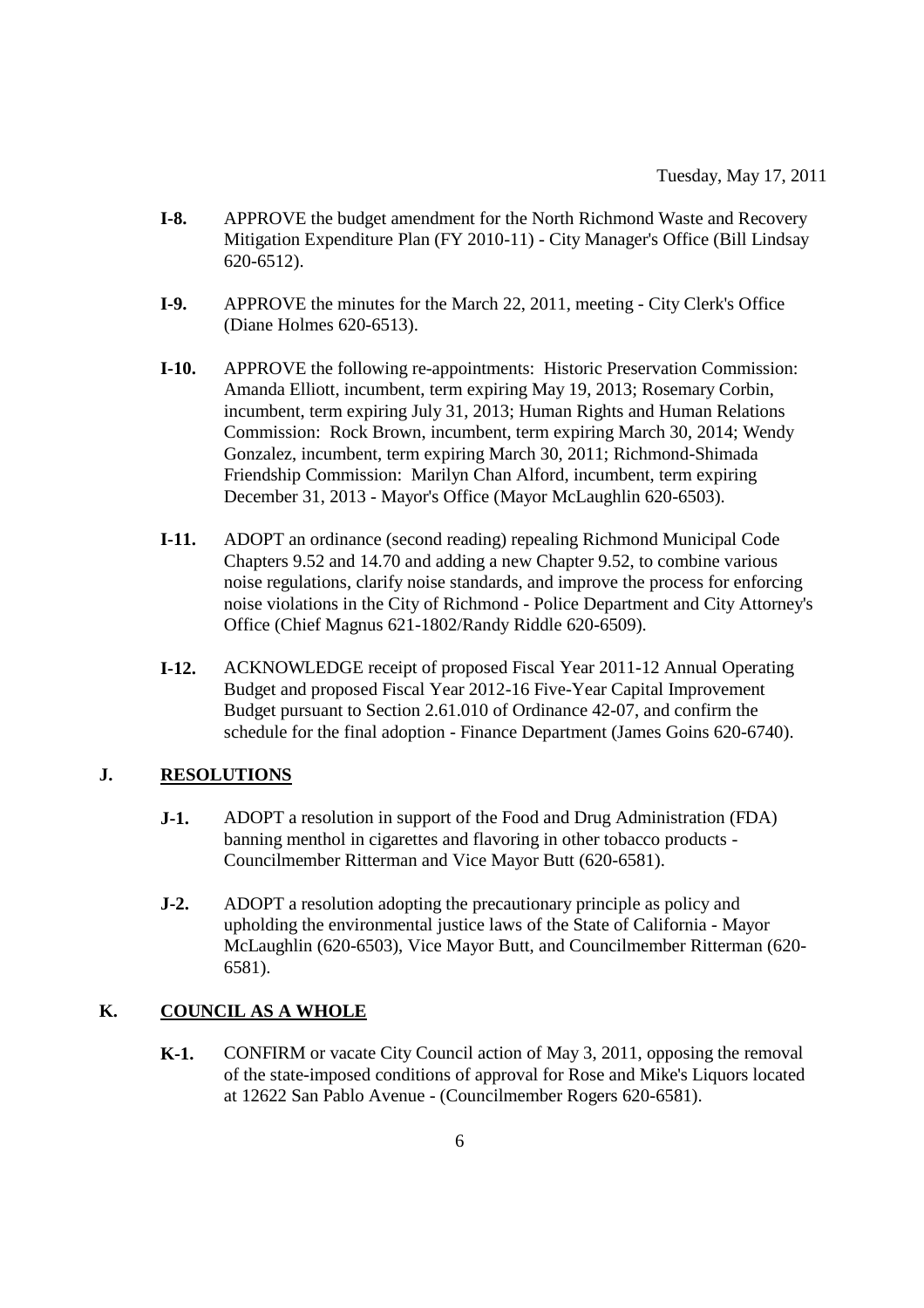- **I-8.** APPROVE the budget amendment for the North Richmond Waste and Recovery Mitigation Expenditure Plan (FY 2010-11) - City Manager's Office (Bill Lindsay 620-6512).

- **I-9.** APPROVE the minutes for the March 22, 2011, meeting - City Clerk's Office (Diane Holmes 620-6513).

- **I-10.** APPROVE the following re-appointments: Historic Preservation Commission: Amanda Elliott, incumbent, term expiring May 19, 2013; Rosemary Corbin, incumbent, term expiring July 31, 2013; Human Rights and Human Relations Commission: Rock Brown, incumbent, term expiring March 30, 2014; Wendy Gonzalez, incumbent, term expiring March 30, 2011; Richmond-Shimada Friendship Commission: Marilyn Chan Alford, incumbent, term expiring December 31, 2013 - Mayor's Office (Mayor McLaughlin 620-6503).

- **I-11.** ADOPT an ordinance (second reading) repealing Richmond Municipal Code Chapters 9.52 and 14.70 and adding a new Chapter 9.52, to combine various noise regulations, clarify noise standards, and improve the process for enforcing noise violations in the City of Richmond - Police Department and City Attorney's Office (Chief Magnus 621-1802/Randy Riddle 620-6509).

- **I-12.** ACKNOWLEDGE receipt of proposed Fiscal Year 2011-12 Annual Operating Budget and proposed Fiscal Year 2012-16 Five-Year Capital Improvement Budget pursuant to Section 2.61.010 of Ordinance 42-07, and confirm the schedule for the final adoption - Finance Department (James Goins 620-6740).

## J. RESOLUTIONS

- **J-1.** ADOPT a resolution in support of the Food and Drug Administration (FDA) banning menthol in cigarettes and flavoring in other tobacco products - Councilmember Ritterman and Vice Mayor Butt (620-6581).

- **J-2.** ADOPT a resolution adopting the precautionary principle as policy and upholding the environmental justice laws of the State of California - Mayor McLaughlin (620-6503), Vice Mayor Butt, and Councilmember Ritterman (620-6581).

## K. COUNCIL AS A WHOLE

- **K-1.** CONFIRM or vacate City Council action of May 3, 2011, opposing the removal of the state-imposed conditions of approval for Rose and Mike's Liquors located at 12622 San Pablo Avenue - (Councilmember Rogers 620-6581).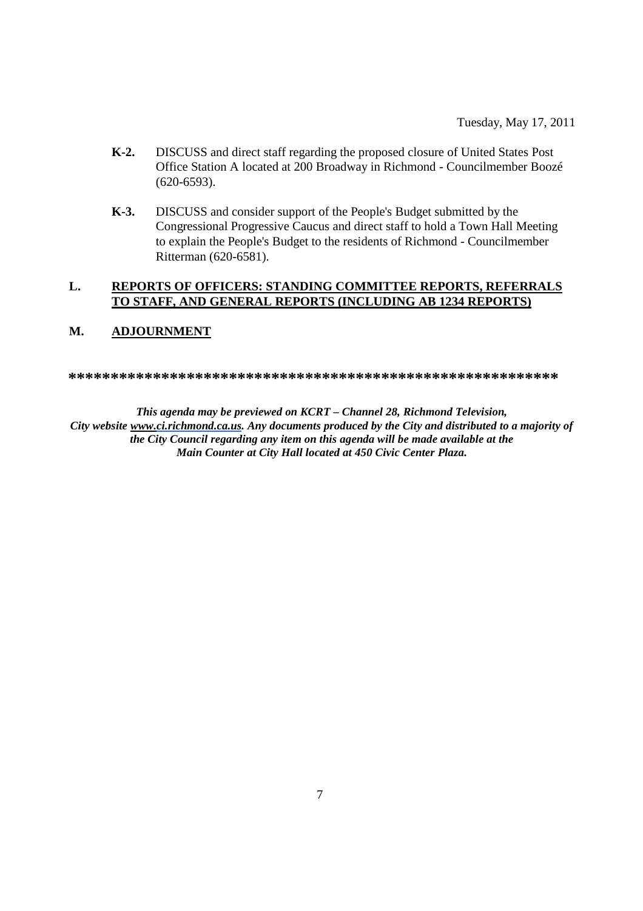- **K-2.** DISCUSS and direct staff regarding the proposed closure of United States Post Office Station A located at 200 Broadway in Richmond - Councilmember Boozé (620-6593).

- **K-3.** DISCUSS and consider support of the People's Budget submitted by the Congressional Progressive Caucus and direct staff to hold a Town Hall Meeting to explain the People's Budget to the residents of Richmond - Councilmember Ritterman (620-6581).

## L. REPORTS OF OFFICERS: STANDING COMMITTEE REPORTS, REFERRALS TO STAFF, AND GENERAL REPORTS (INCLUDING AB 1234 REPORTS)

## M. ADJOURNMENT

**************************************************************

***This agenda may be previewed on KCRT – Channel 28, Richmond Television, City website www.ci.richmond.ca.us. Any documents produced by the City and distributed to a majority of the City Council regarding any item on this agenda will be made available at the Main Counter at City Hall located at 450 Civic Center Plaza.***